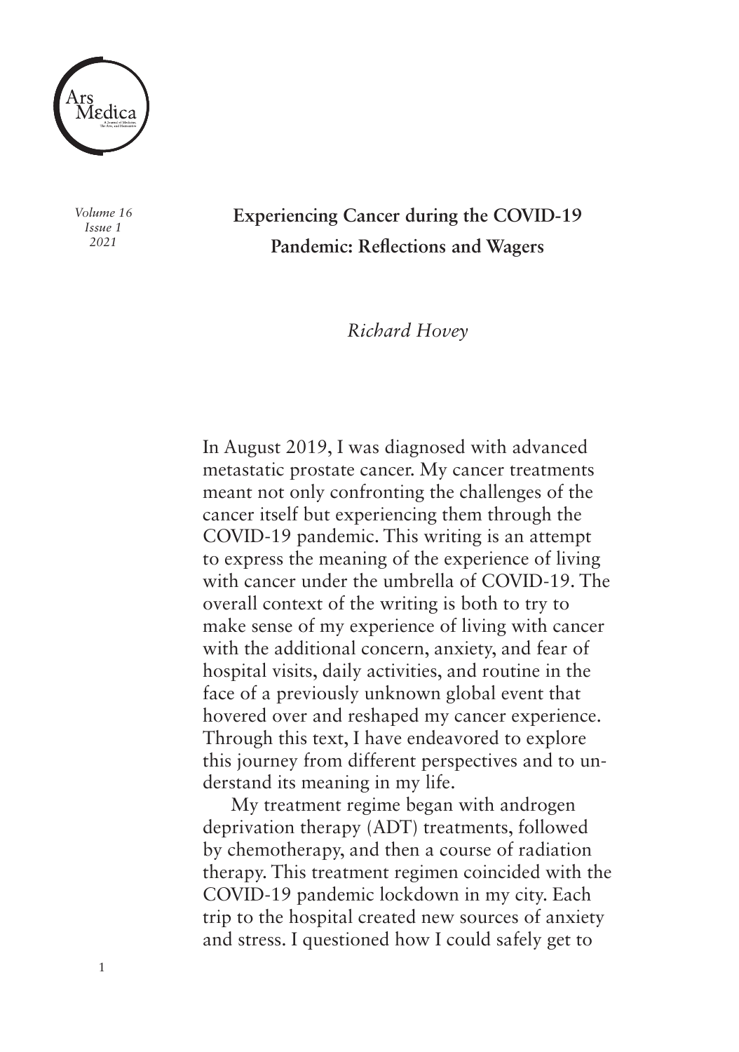# Experiencing Cancer during the COVID-19 Pandemic: Reflections and Wagers

*Richard Hovey*

In August 2019, I was diagnosed with advanced metastatic prostate cancer. My cancer treatments meant not only confronting the challenges of the cancer itself but experiencing them through the COVID-19 pandemic. This writing is an attempt to express the meaning of the experience of living with cancer under the umbrella of COVID-19. The overall context of the writing is both to try to make sense of my experience of living with cancer with the additional concern, anxiety, and fear of hospital visits, daily activities, and routine in the face of a previously unknown global event that hovered over and reshaped my cancer experience. Through this text, I have endeavored to explore this journey from different perspectives and to understand its meaning in my life.

My treatment regime began with androgen deprivation therapy (ADT) treatments, followed by chemotherapy, and then a course of radiation therapy. This treatment regimen coincided with the COVID-19 pandemic lockdown in my city. Each trip to the hospital created new sources of anxiety and stress. I questioned how I could safely get to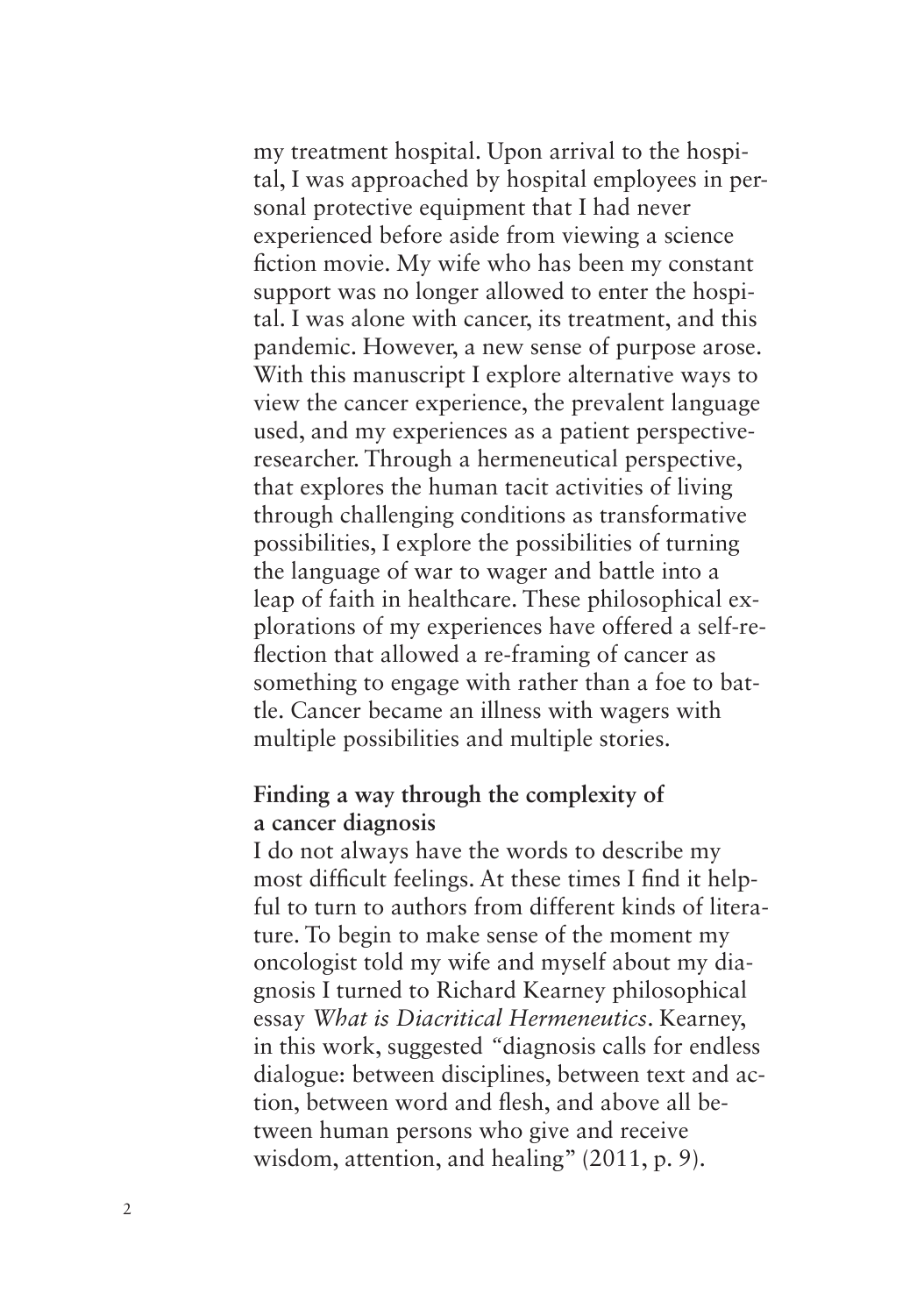my treatment hospital. Upon arrival to the hospital, I was approached by hospital employees in personal protective equipment that I had never experienced before aside from viewing a science fiction movie. My wife who has been my constant support was no longer allowed to enter the hospital. I was alone with cancer, its treatment, and this pandemic. However, a new sense of purpose arose. With this manuscript I explore alternative ways to view the cancer experience, the prevalent language used, and my experiences as a patient perspective-researcher. Through a hermeneutical perspective, that explores the human tacit activities of living through challenging conditions as transformative possibilities, I explore the possibilities of turning the language of war to wager and battle into a leap of faith in healthcare. These philosophical explorations of my experiences have offered a self-reflection that allowed a re-framing of cancer as something to engage with rather than a foe to battle. Cancer became an illness with wagers with multiple possibilities and multiple stories.

## Finding a way through the complexity of a cancer diagnosis

I do not always have the words to describe my most difficult feelings. At these times I find it helpful to turn to authors from different kinds of literature. To begin to make sense of the moment my oncologist told my wife and myself about my diagnosis I turned to Richard Kearney philosophical essay *What is Diacritical Hermeneutics*. Kearney, in this work, suggested "diagnosis calls for endless dialogue: between disciplines, between text and action, between word and flesh, and above all between human persons who give and receive wisdom, attention, and healing" (2011, p. 9).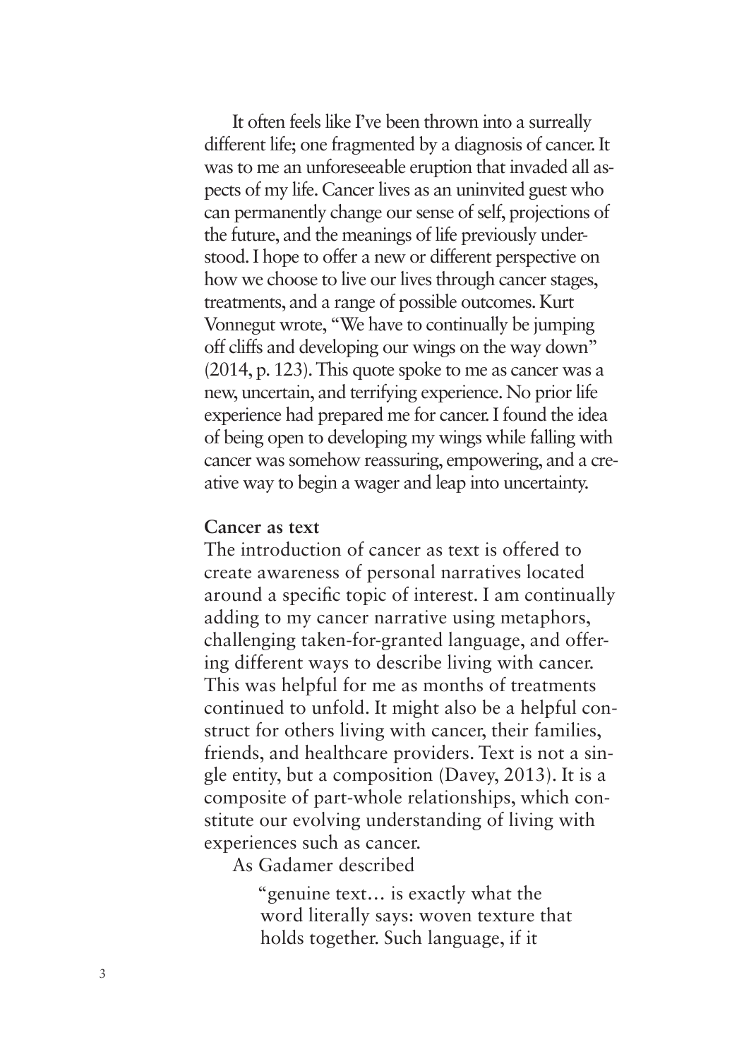It often feels like I've been thrown into a surreally different life; one fragmented by a diagnosis of cancer. It was to me an unforeseeable eruption that invaded all aspects of my life. Cancer lives as an uninvited guest who can permanently change our sense of self, projections of the future, and the meanings of life previously understood. I hope to offer a new or different perspective on how we choose to live our lives through cancer stages, treatments, and a range of possible outcomes. Kurt Vonnegut wrote, "We have to continually be jumping off cliffs and developing our wings on the way down" (2014, p. 123). This quote spoke to me as cancer was a new, uncertain, and terrifying experience. No prior life experience had prepared me for cancer. I found the idea of being open to developing my wings while falling with cancer was somehow reassuring, empowering, and a creative way to begin a wager and leap into uncertainty.

**Cancer as text**

The introduction of cancer as text is offered to create awareness of personal narratives located around a specific topic of interest. I am continually adding to my cancer narrative using metaphors, challenging taken-for-granted language, and offering different ways to describe living with cancer. This was helpful for me as months of treatments continued to unfold. It might also be a helpful construct for others living with cancer, their families, friends, and healthcare providers. Text is not a single entity, but a composition (Davey, 2013). It is a composite of part-whole relationships, which constitute our evolving understanding of living with experiences such as cancer.

As Gadamer described

> "genuine text… is exactly what the word literally says: woven texture that holds together. Such language, if it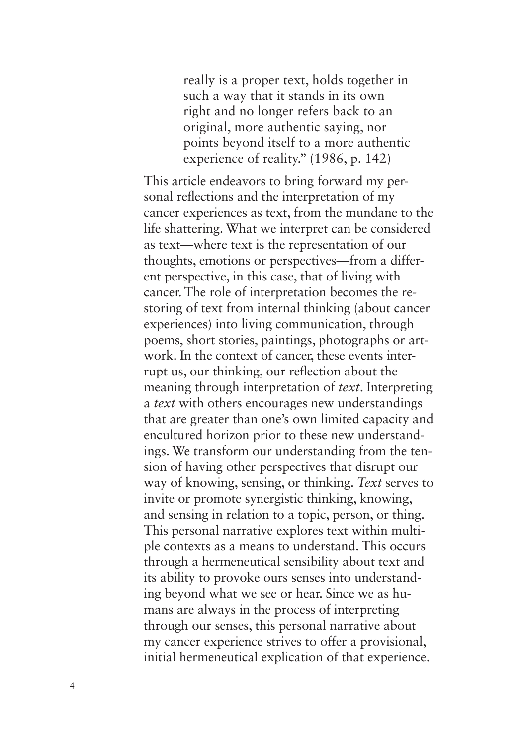> really is a proper text, holds together in such a way that it stands in its own right and no longer refers back to an original, more authentic saying, nor points beyond itself to a more authentic experience of reality." (1986, p. 142)

This article endeavors to bring forward my personal reflections and the interpretation of my cancer experiences as text, from the mundane to the life shattering. What we interpret can be considered as text—where text is the representation of our thoughts, emotions or perspectives—from a different perspective, in this case, that of living with cancer. The role of interpretation becomes the restoring of text from internal thinking (about cancer experiences) into living communication, through poems, short stories, paintings, photographs or artwork. In the context of cancer, these events interrupt us, our thinking, our reflection about the meaning through interpretation of *text*. Interpreting a *text* with others encourages new understandings that are greater than one's own limited capacity and encultured horizon prior to these new understandings. We transform our understanding from the tension of having other perspectives that disrupt our way of knowing, sensing, or thinking. *Text* serves to invite or promote synergistic thinking, knowing, and sensing in relation to a topic, person, or thing. This personal narrative explores text within multiple contexts as a means to understand. This occurs through a hermeneutical sensibility about text and its ability to provoke ours senses into understanding beyond what we see or hear. Since we as humans are always in the process of interpreting through our senses, this personal narrative about my cancer experience strives to offer a provisional, initial hermeneutical explication of that experience.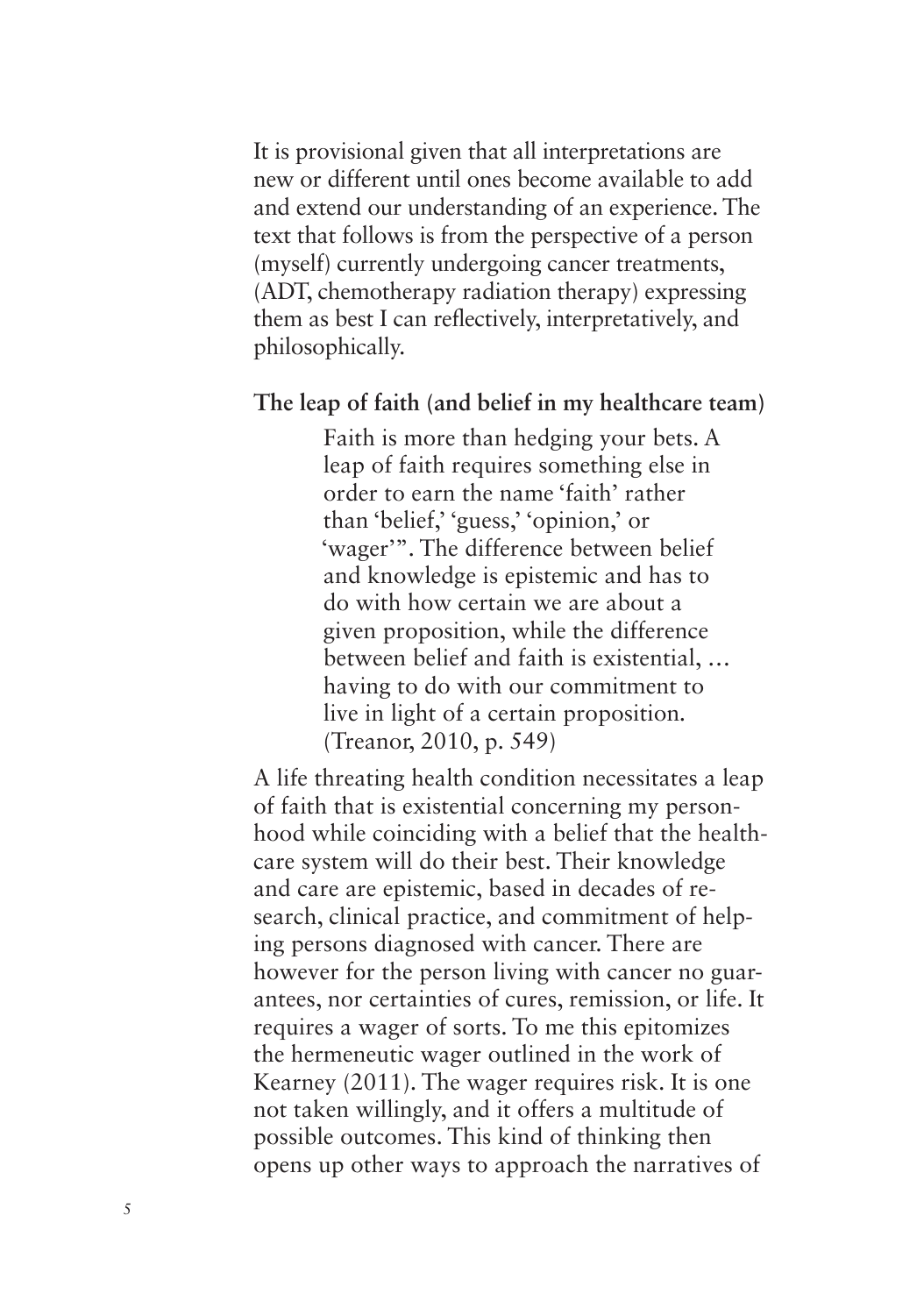It is provisional given that all interpretations are new or different until ones become available to add and extend our understanding of an experience. The text that follows is from the perspective of a person (myself) currently undergoing cancer treatments, (ADT, chemotherapy radiation therapy) expressing them as best I can reflectively, interpretatively, and philosophically.

**The leap of faith (and belief in my healthcare team)**

> Faith is more than hedging your bets. A leap of faith requires something else in order to earn the name 'faith' rather than 'belief,' 'guess,' 'opinion,' or 'wager'". The difference between belief and knowledge is epistemic and has to do with how certain we are about a given proposition, while the difference between belief and faith is existential, … having to do with our commitment to live in light of a certain proposition. (Treanor, 2010, p. 549)

A life threating health condition necessitates a leap of faith that is existential concerning my personhood while coinciding with a belief that the healthcare system will do their best. Their knowledge and care are epistemic, based in decades of research, clinical practice, and commitment of helping persons diagnosed with cancer. There are however for the person living with cancer no guarantees, nor certainties of cures, remission, or life. It requires a wager of sorts. To me this epitomizes the hermeneutic wager outlined in the work of Kearney (2011). The wager requires risk. It is one not taken willingly, and it offers a multitude of possible outcomes. This kind of thinking then opens up other ways to approach the narratives of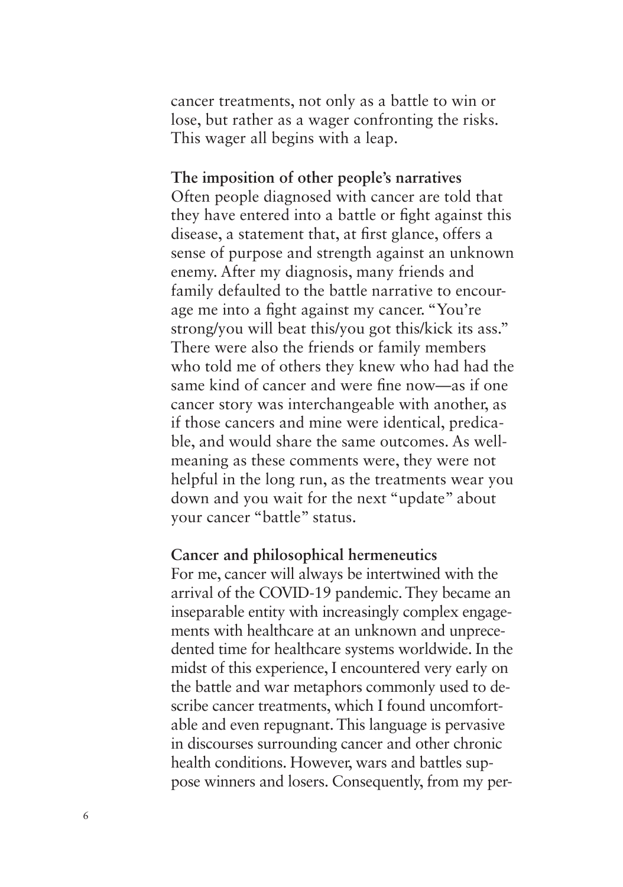cancer treatments, not only as a battle to win or lose, but rather as a wager confronting the risks. This wager all begins with a leap.

**The imposition of other people's narratives**

Often people diagnosed with cancer are told that they have entered into a battle or fight against this disease, a statement that, at first glance, offers a sense of purpose and strength against an unknown enemy. After my diagnosis, many friends and family defaulted to the battle narrative to encourage me into a fight against my cancer. "You're strong/you will beat this/you got this/kick its ass." There were also the friends or family members who told me of others they knew who had had the same kind of cancer and were fine now—as if one cancer story was interchangeable with another, as if those cancers and mine were identical, predicable, and would share the same outcomes. As well-meaning as these comments were, they were not helpful in the long run, as the treatments wear you down and you wait for the next "update" about your cancer "battle" status.

**Cancer and philosophical hermeneutics**

For me, cancer will always be intertwined with the arrival of the COVID-19 pandemic. They became an inseparable entity with increasingly complex engagements with healthcare at an unknown and unprecedented time for healthcare systems worldwide. In the midst of this experience, I encountered very early on the battle and war metaphors commonly used to describe cancer treatments, which I found uncomfortable and even repugnant. This language is pervasive in discourses surrounding cancer and other chronic health conditions. However, wars and battles suppose winners and losers. Consequently, from my per-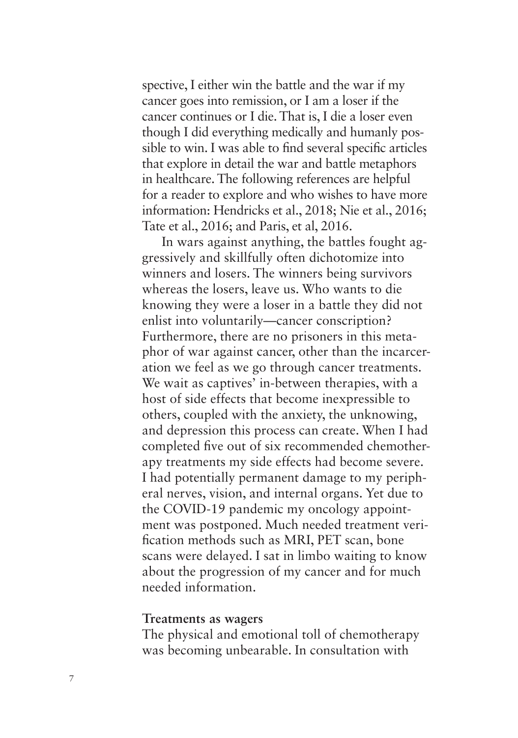spective, I either win the battle and the war if my cancer goes into remission, or I am a loser if the cancer continues or I die. That is, I die a loser even though I did everything medically and humanly possible to win. I was able to find several specific articles that explore in detail the war and battle metaphors in healthcare. The following references are helpful for a reader to explore and who wishes to have more information: Hendricks et al., 2018; Nie et al., 2016; Tate et al., 2016; and Paris, et al, 2016.

In wars against anything, the battles fought aggressively and skillfully often dichotomize into winners and losers. The winners being survivors whereas the losers, leave us. Who wants to die knowing they were a loser in a battle they did not enlist into voluntarily—cancer conscription? Furthermore, there are no prisoners in this metaphor of war against cancer, other than the incarceration we feel as we go through cancer treatments. We wait as captives' in-between therapies, with a host of side effects that become inexpressible to others, coupled with the anxiety, the unknowing, and depression this process can create. When I had completed five out of six recommended chemotherapy treatments my side effects had become severe. I had potentially permanent damage to my peripheral nerves, vision, and internal organs. Yet due to the COVID-19 pandemic my oncology appointment was postponed. Much needed treatment verification methods such as MRI, PET scan, bone scans were delayed. I sat in limbo waiting to know about the progression of my cancer and for much needed information.

**Treatments as wagers**

The physical and emotional toll of chemotherapy was becoming unbearable. In consultation with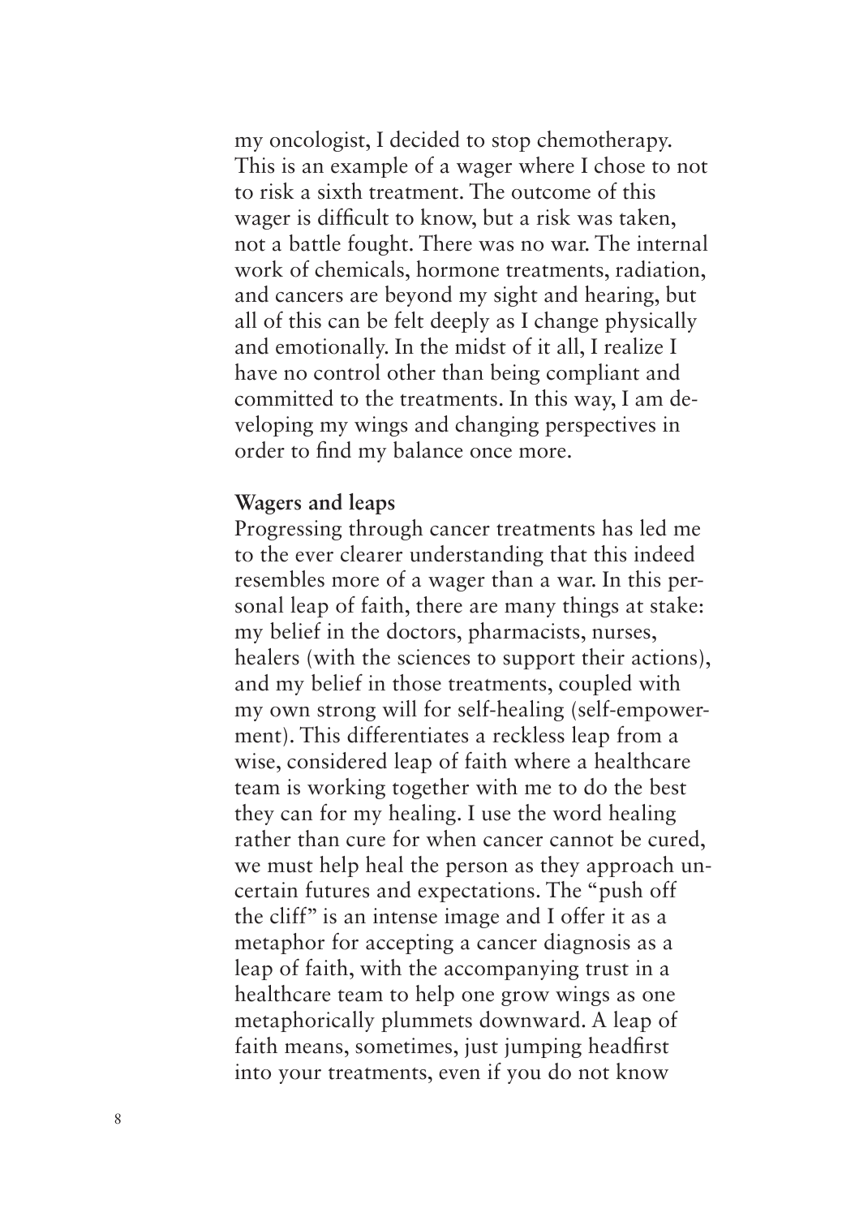my oncologist, I decided to stop chemotherapy. This is an example of a wager where I chose to not to risk a sixth treatment. The outcome of this wager is difficult to know, but a risk was taken, not a battle fought. There was no war. The internal work of chemicals, hormone treatments, radiation, and cancers are beyond my sight and hearing, but all of this can be felt deeply as I change physically and emotionally. In the midst of it all, I realize I have no control other than being compliant and committed to the treatments. In this way, I am developing my wings and changing perspectives in order to find my balance once more.

**Wagers and leaps**

Progressing through cancer treatments has led me to the ever clearer understanding that this indeed resembles more of a wager than a war. In this personal leap of faith, there are many things at stake: my belief in the doctors, pharmacists, nurses, healers (with the sciences to support their actions), and my belief in those treatments, coupled with my own strong will for self-healing (self-empowerment). This differentiates a reckless leap from a wise, considered leap of faith where a healthcare team is working together with me to do the best they can for my healing. I use the word healing rather than cure for when cancer cannot be cured, we must help heal the person as they approach uncertain futures and expectations. The "push off the cliff" is an intense image and I offer it as a metaphor for accepting a cancer diagnosis as a leap of faith, with the accompanying trust in a healthcare team to help one grow wings as one metaphorically plummets downward. A leap of faith means, sometimes, just jumping headfirst into your treatments, even if you do not know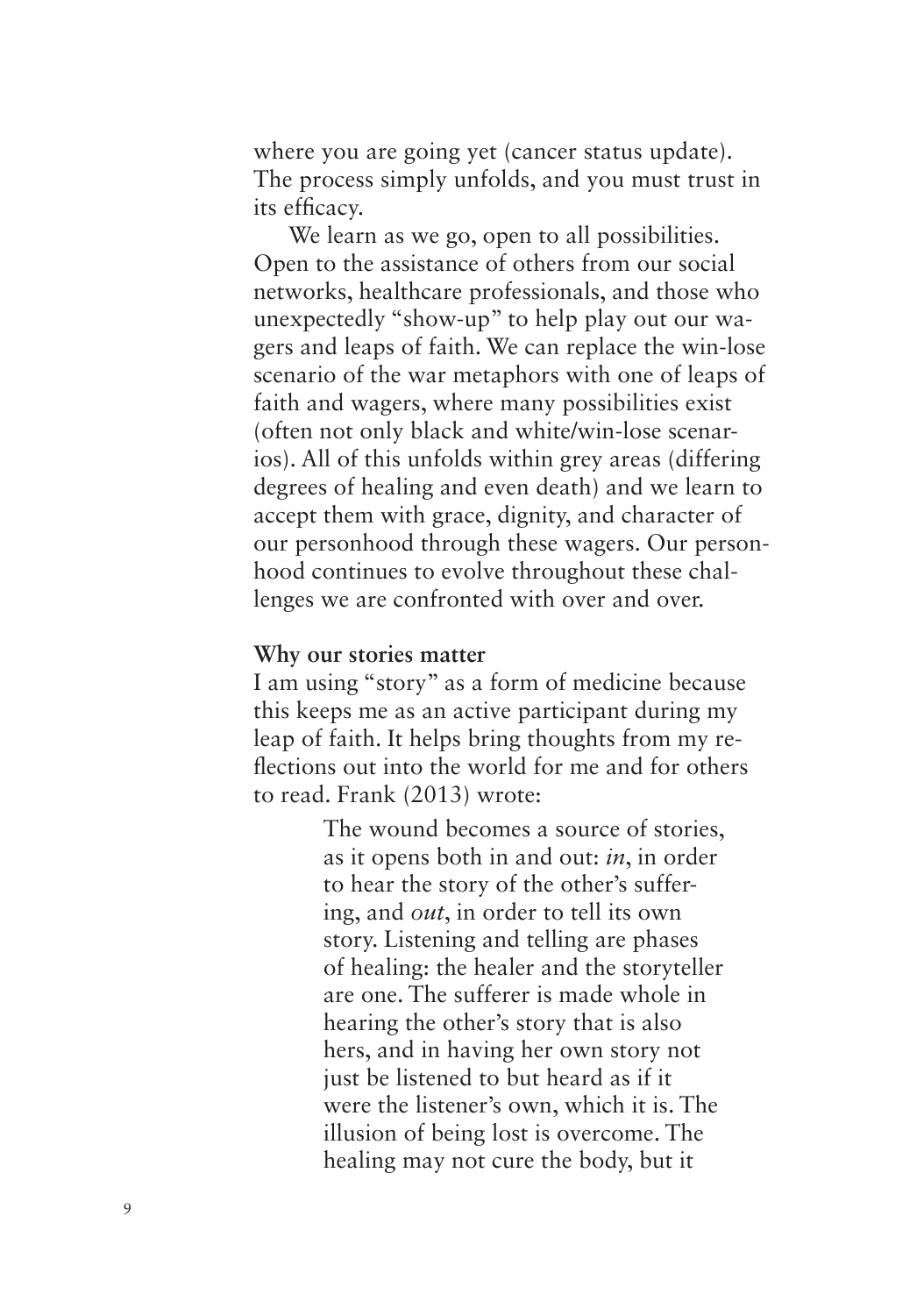where you are going yet (cancer status update). The process simply unfolds, and you must trust in its efficacy.

We learn as we go, open to all possibilities. Open to the assistance of others from our social networks, healthcare professionals, and those who unexpectedly "show-up" to help play out our wagers and leaps of faith. We can replace the win-lose scenario of the war metaphors with one of leaps of faith and wagers, where many possibilities exist (often not only black and white/win-lose scenarios). All of this unfolds within grey areas (differing degrees of healing and even death) and we learn to accept them with grace, dignity, and character of our personhood through these wagers. Our personhood continues to evolve throughout these challenges we are confronted with over and over.

**Why our stories matter**

I am using "story" as a form of medicine because this keeps me as an active participant during my leap of faith. It helps bring thoughts from my reflections out into the world for me and for others to read. Frank (2013) wrote:

> The wound becomes a source of stories, as it opens both in and out: *in*, in order to hear the story of the other's suffering, and *out*, in order to tell its own story. Listening and telling are phases of healing: the healer and the storyteller are one. The sufferer is made whole in hearing the other's story that is also hers, and in having her own story not just be listened to but heard as if it were the listener's own, which it is. The illusion of being lost is overcome. The healing may not cure the body, but it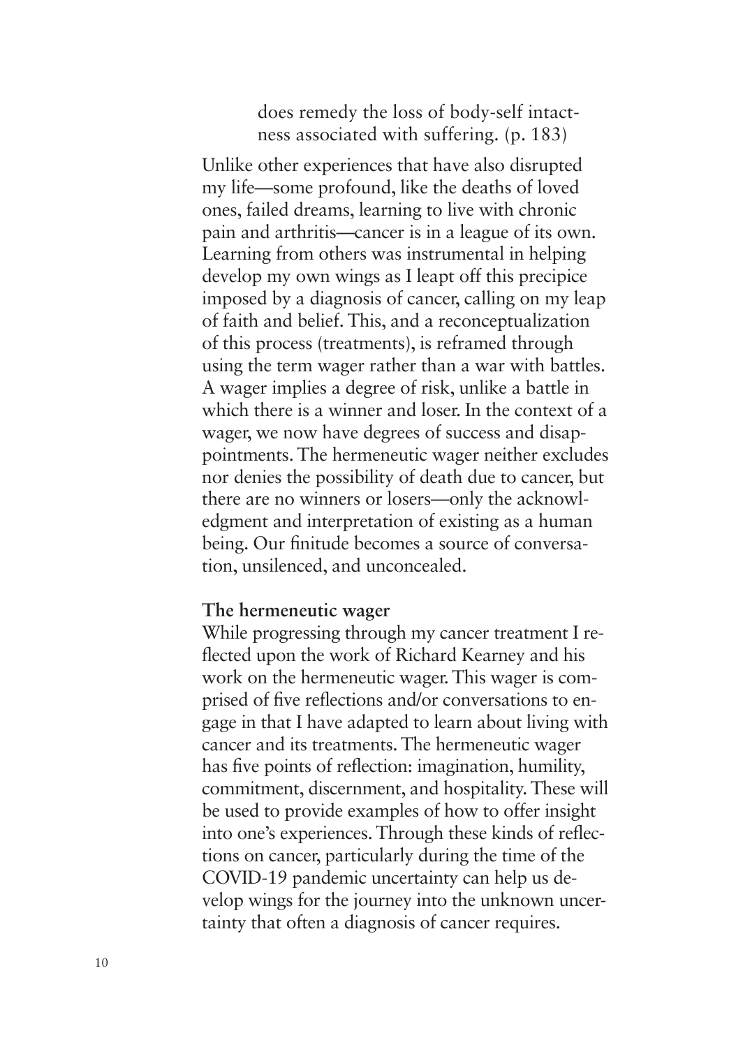> does remedy the loss of body-self intactness associated with suffering. (p. 183)

Unlike other experiences that have also disrupted my life—some profound, like the deaths of loved ones, failed dreams, learning to live with chronic pain and arthritis—cancer is in a league of its own. Learning from others was instrumental in helping develop my own wings as I leapt off this precipice imposed by a diagnosis of cancer, calling on my leap of faith and belief. This, and a reconceptualization of this process (treatments), is reframed through using the term wager rather than a war with battles. A wager implies a degree of risk, unlike a battle in which there is a winner and loser. In the context of a wager, we now have degrees of success and disappointments. The hermeneutic wager neither excludes nor denies the possibility of death due to cancer, but there are no winners or losers—only the acknowledgment and interpretation of existing as a human being. Our finitude becomes a source of conversation, unsilenced, and unconcealed.

**The hermeneutic wager**

While progressing through my cancer treatment I reflected upon the work of Richard Kearney and his work on the hermeneutic wager. This wager is comprised of five reflections and/or conversations to engage in that I have adapted to learn about living with cancer and its treatments. The hermeneutic wager has five points of reflection: imagination, humility, commitment, discernment, and hospitality. These will be used to provide examples of how to offer insight into one's experiences. Through these kinds of reflections on cancer, particularly during the time of the COVID-19 pandemic uncertainty can help us develop wings for the journey into the unknown uncertainty that often a diagnosis of cancer requires.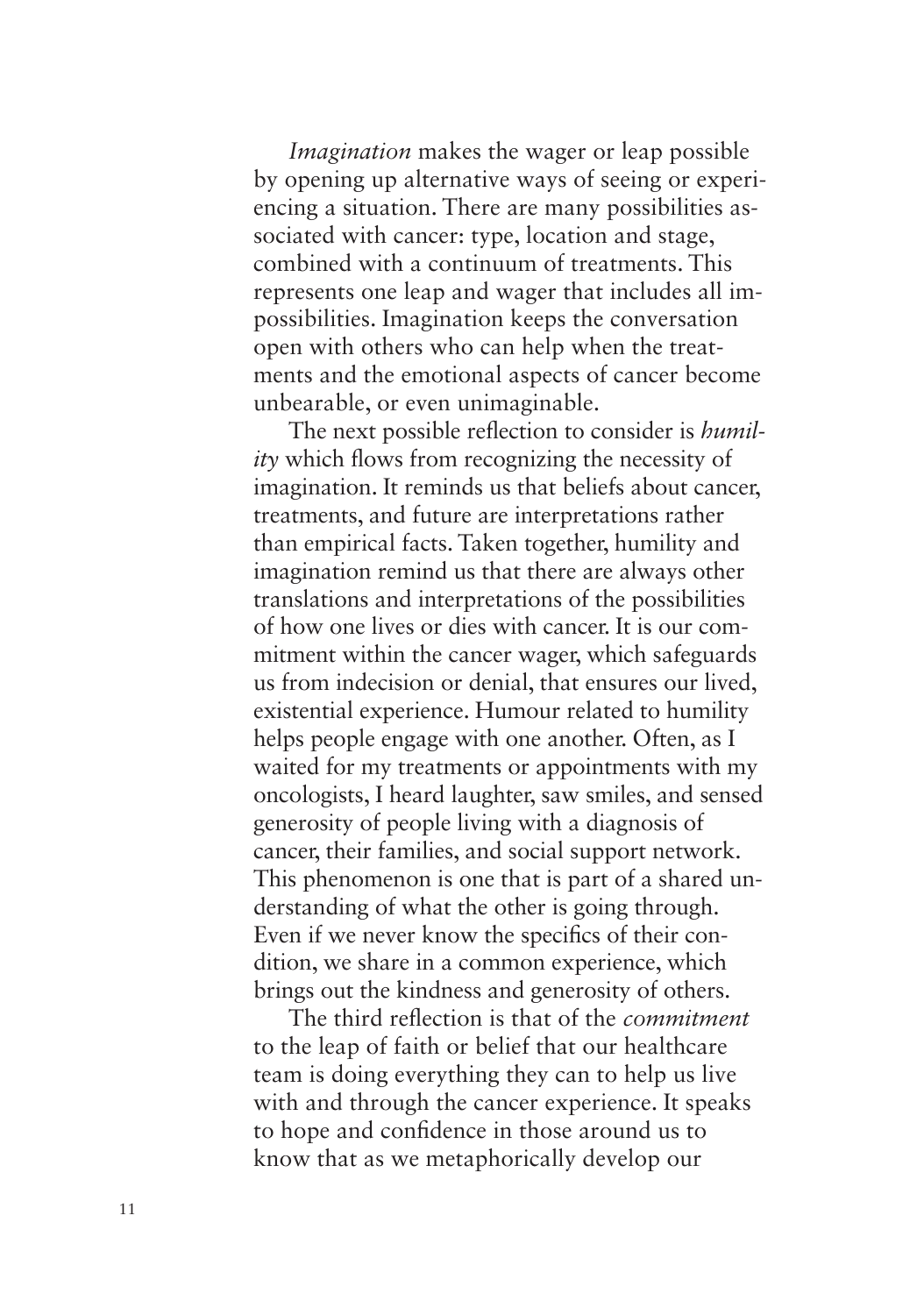*Imagination* makes the wager or leap possible by opening up alternative ways of seeing or experiencing a situation. There are many possibilities associated with cancer: type, location and stage, combined with a continuum of treatments. This represents one leap and wager that includes all impossibilities. Imagination keeps the conversation open with others who can help when the treatments and the emotional aspects of cancer become unbearable, or even unimaginable.

The next possible reflection to consider is *humility* which flows from recognizing the necessity of imagination. It reminds us that beliefs about cancer, treatments, and future are interpretations rather than empirical facts. Taken together, humility and imagination remind us that there are always other translations and interpretations of the possibilities of how one lives or dies with cancer. It is our commitment within the cancer wager, which safeguards us from indecision or denial, that ensures our lived, existential experience. Humour related to humility helps people engage with one another. Often, as I waited for my treatments or appointments with my oncologists, I heard laughter, saw smiles, and sensed generosity of people living with a diagnosis of cancer, their families, and social support network. This phenomenon is one that is part of a shared understanding of what the other is going through. Even if we never know the specifics of their condition, we share in a common experience, which brings out the kindness and generosity of others.

The third reflection is that of the *commitment* to the leap of faith or belief that our healthcare team is doing everything they can to help us live with and through the cancer experience. It speaks to hope and confidence in those around us to know that as we metaphorically develop our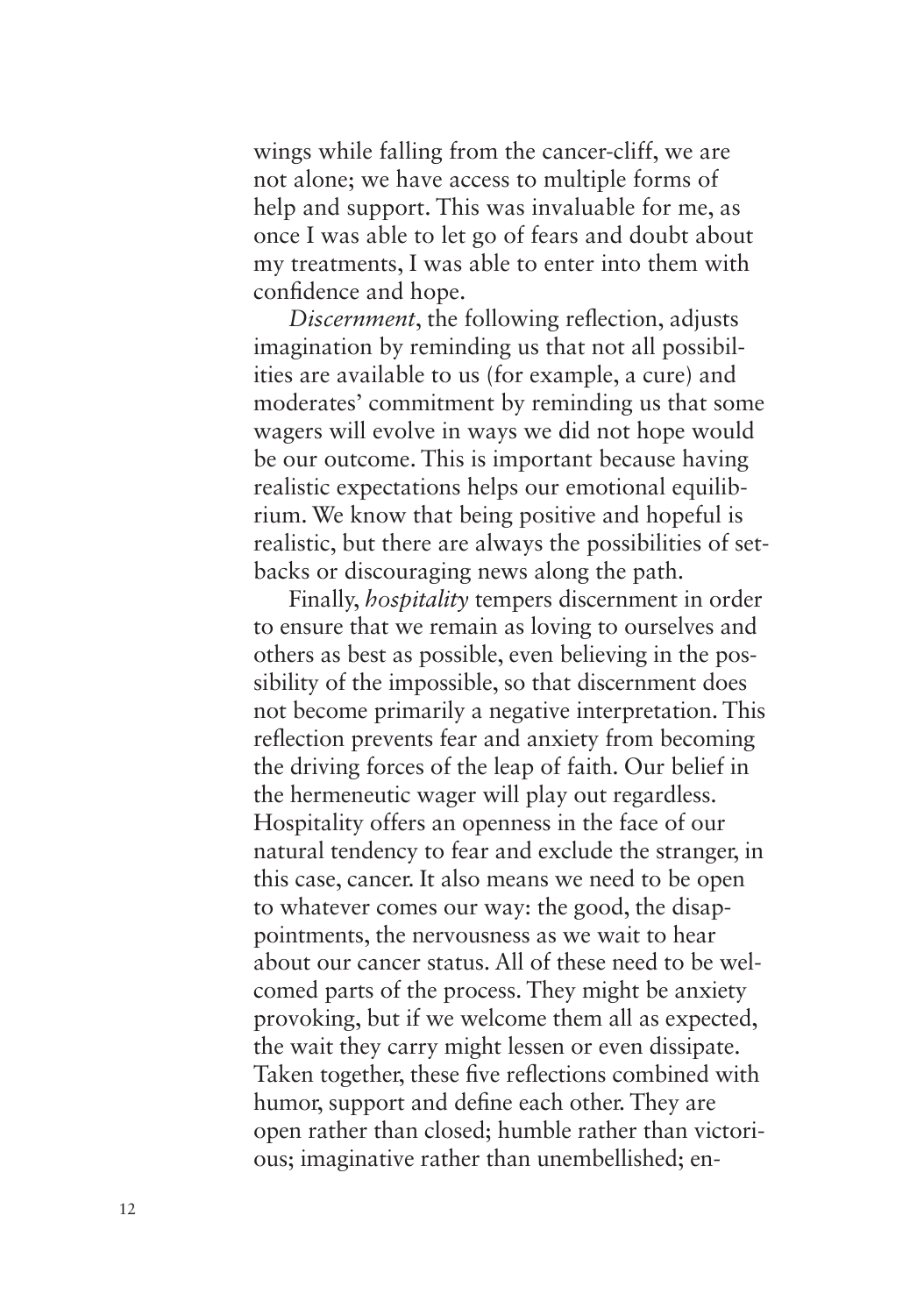wings while falling from the cancer-cliff, we are not alone; we have access to multiple forms of help and support. This was invaluable for me, as once I was able to let go of fears and doubt about my treatments, I was able to enter into them with confidence and hope.

*Discernment*, the following reflection, adjusts imagination by reminding us that not all possibilities are available to us (for example, a cure) and moderates' commitment by reminding us that some wagers will evolve in ways we did not hope would be our outcome. This is important because having realistic expectations helps our emotional equilibrium. We know that being positive and hopeful is realistic, but there are always the possibilities of setbacks or discouraging news along the path.

Finally, *hospitality* tempers discernment in order to ensure that we remain as loving to ourselves and others as best as possible, even believing in the possibility of the impossible, so that discernment does not become primarily a negative interpretation. This reflection prevents fear and anxiety from becoming the driving forces of the leap of faith. Our belief in the hermeneutic wager will play out regardless. Hospitality offers an openness in the face of our natural tendency to fear and exclude the stranger, in this case, cancer. It also means we need to be open to whatever comes our way: the good, the disappointments, the nervousness as we wait to hear about our cancer status. All of these need to be welcomed parts of the process. They might be anxiety provoking, but if we welcome them all as expected, the wait they carry might lessen or even dissipate. Taken together, these five reflections combined with humor, support and define each other. They are open rather than closed; humble rather than victorious; imaginative rather than unembellished; en-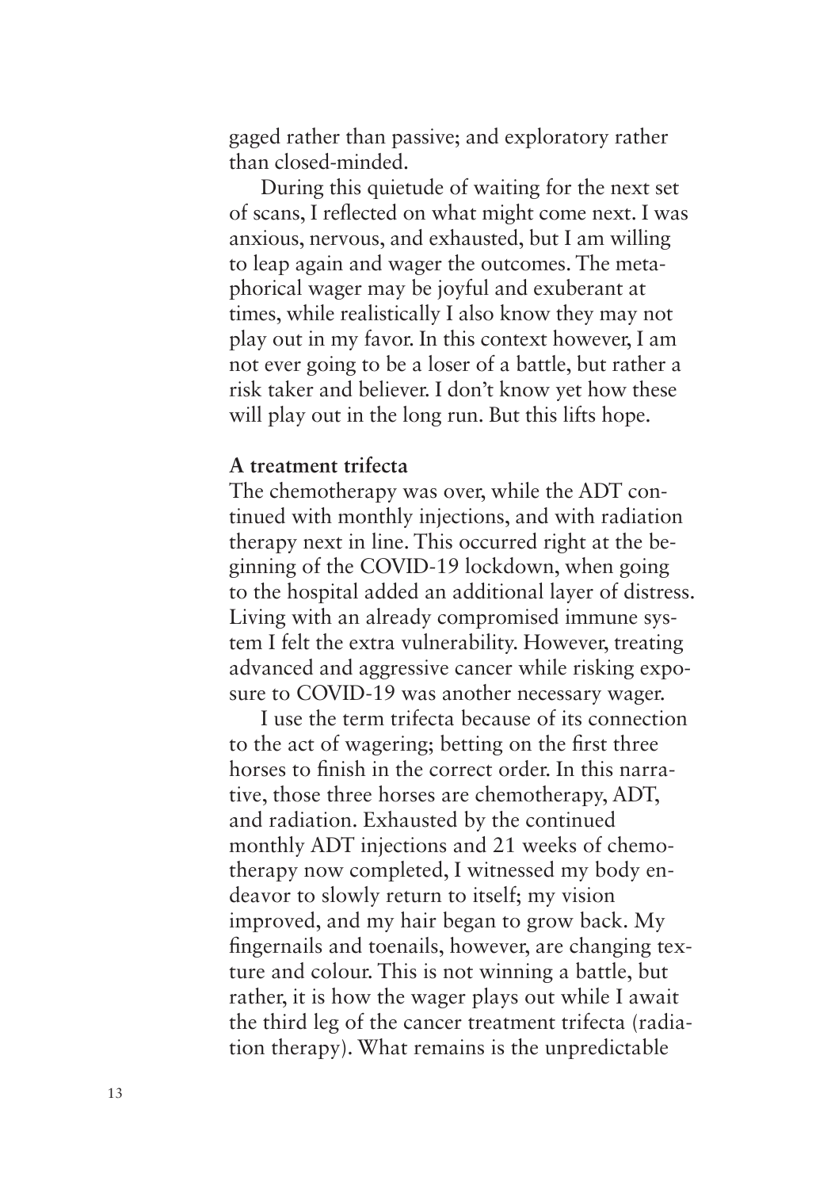gaged rather than passive; and exploratory rather than closed-minded.

During this quietude of waiting for the next set of scans, I reflected on what might come next. I was anxious, nervous, and exhausted, but I am willing to leap again and wager the outcomes. The metaphorical wager may be joyful and exuberant at times, while realistically I also know they may not play out in my favor. In this context however, I am not ever going to be a loser of a battle, but rather a risk taker and believer. I don't know yet how these will play out in the long run. But this lifts hope.

**A treatment trifecta**

The chemotherapy was over, while the ADT continued with monthly injections, and with radiation therapy next in line. This occurred right at the beginning of the COVID-19 lockdown, when going to the hospital added an additional layer of distress. Living with an already compromised immune system I felt the extra vulnerability. However, treating advanced and aggressive cancer while risking exposure to COVID-19 was another necessary wager.

I use the term trifecta because of its connection to the act of wagering; betting on the first three horses to finish in the correct order. In this narrative, those three horses are chemotherapy, ADT, and radiation. Exhausted by the continued monthly ADT injections and 21 weeks of chemotherapy now completed, I witnessed my body endeavor to slowly return to itself; my vision improved, and my hair began to grow back. My fingernails and toenails, however, are changing texture and colour. This is not winning a battle, but rather, it is how the wager plays out while I await the third leg of the cancer treatment trifecta (radiation therapy). What remains is the unpredictable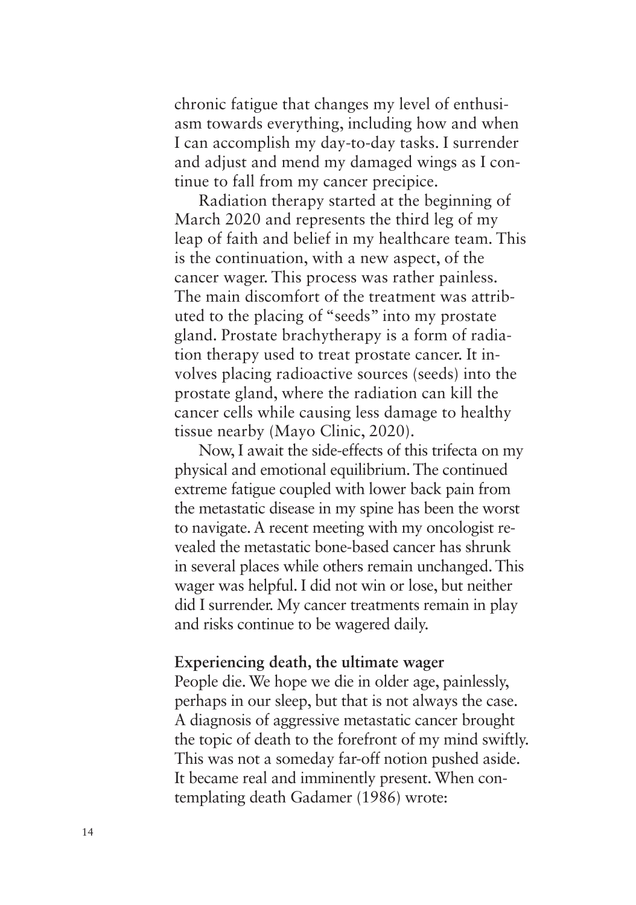chronic fatigue that changes my level of enthusiasm towards everything, including how and when I can accomplish my day-to-day tasks. I surrender and adjust and mend my damaged wings as I continue to fall from my cancer precipice.

Radiation therapy started at the beginning of March 2020 and represents the third leg of my leap of faith and belief in my healthcare team. This is the continuation, with a new aspect, of the cancer wager. This process was rather painless. The main discomfort of the treatment was attributed to the placing of "seeds" into my prostate gland. Prostate brachytherapy is a form of radiation therapy used to treat prostate cancer. It involves placing radioactive sources (seeds) into the prostate gland, where the radiation can kill the cancer cells while causing less damage to healthy tissue nearby (Mayo Clinic, 2020).

Now, I await the side-effects of this trifecta on my physical and emotional equilibrium. The continued extreme fatigue coupled with lower back pain from the metastatic disease in my spine has been the worst to navigate. A recent meeting with my oncologist revealed the metastatic bone-based cancer has shrunk in several places while others remain unchanged. This wager was helpful. I did not win or lose, but neither did I surrender. My cancer treatments remain in play and risks continue to be wagered daily.

**Experiencing death, the ultimate wager**

People die. We hope we die in older age, painlessly, perhaps in our sleep, but that is not always the case. A diagnosis of aggressive metastatic cancer brought the topic of death to the forefront of my mind swiftly. This was not a someday far-off notion pushed aside. It became real and imminently present. When contemplating death Gadamer (1986) wrote: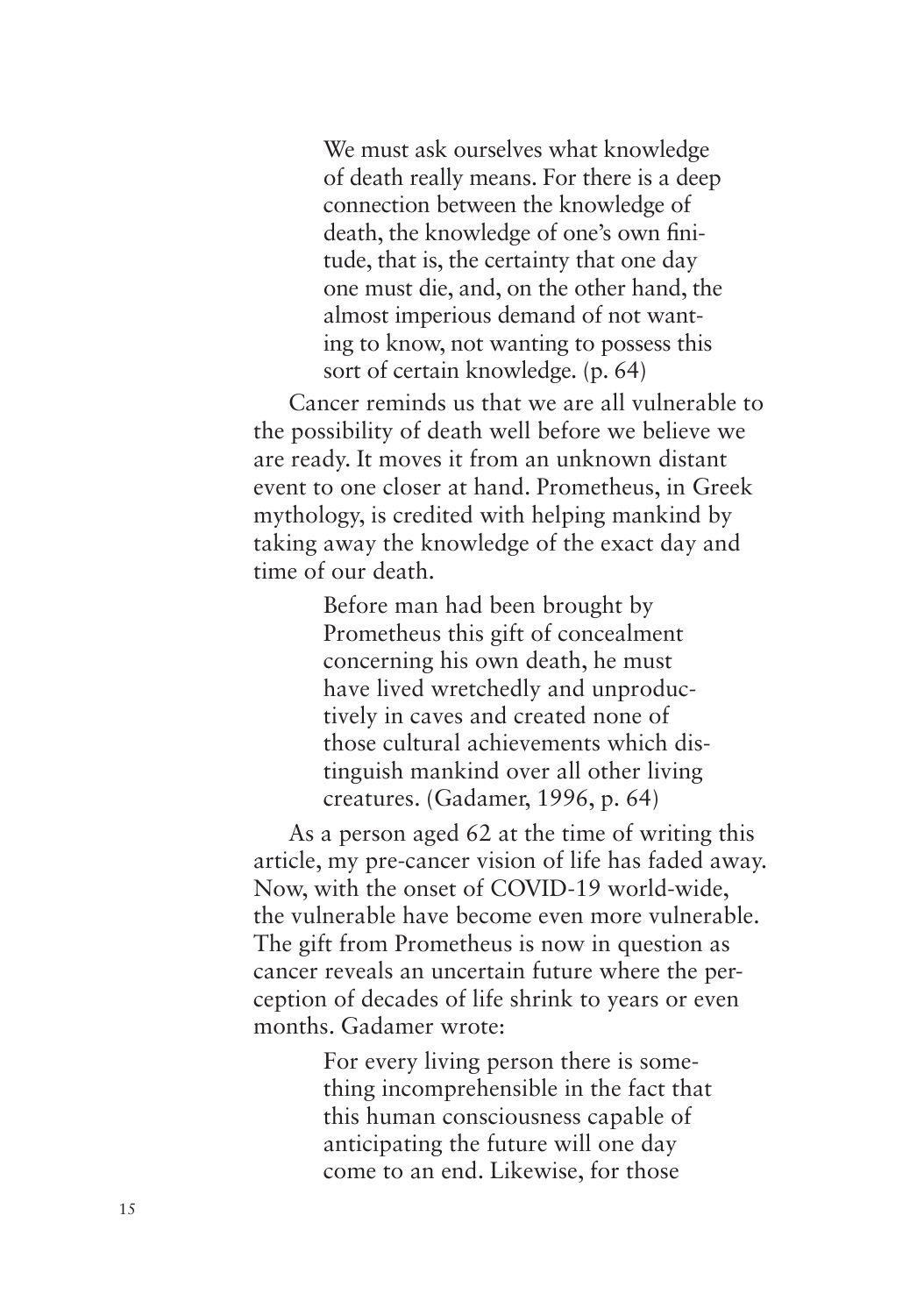> We must ask ourselves what knowledge of death really means. For there is a deep connection between the knowledge of death, the knowledge of one's own finitude, that is, the certainty that one day one must die, and, on the other hand, the almost imperious demand of not wanting to know, not wanting to possess this sort of certain knowledge. (p. 64)

Cancer reminds us that we are all vulnerable to the possibility of death well before we believe we are ready. It moves it from an unknown distant event to one closer at hand. Prometheus, in Greek mythology, is credited with helping mankind by taking away the knowledge of the exact day and time of our death.

> Before man had been brought by Prometheus this gift of concealment concerning his own death, he must have lived wretchedly and unproductively in caves and created none of those cultural achievements which distinguish mankind over all other living creatures. (Gadamer, 1996, p. 64)

As a person aged 62 at the time of writing this article, my pre-cancer vision of life has faded away. Now, with the onset of COVID-19 world-wide, the vulnerable have become even more vulnerable. The gift from Prometheus is now in question as cancer reveals an uncertain future where the perception of decades of life shrink to years or even months. Gadamer wrote:

> For every living person there is something incomprehensible in the fact that this human consciousness capable of anticipating the future will one day come to an end. Likewise, for those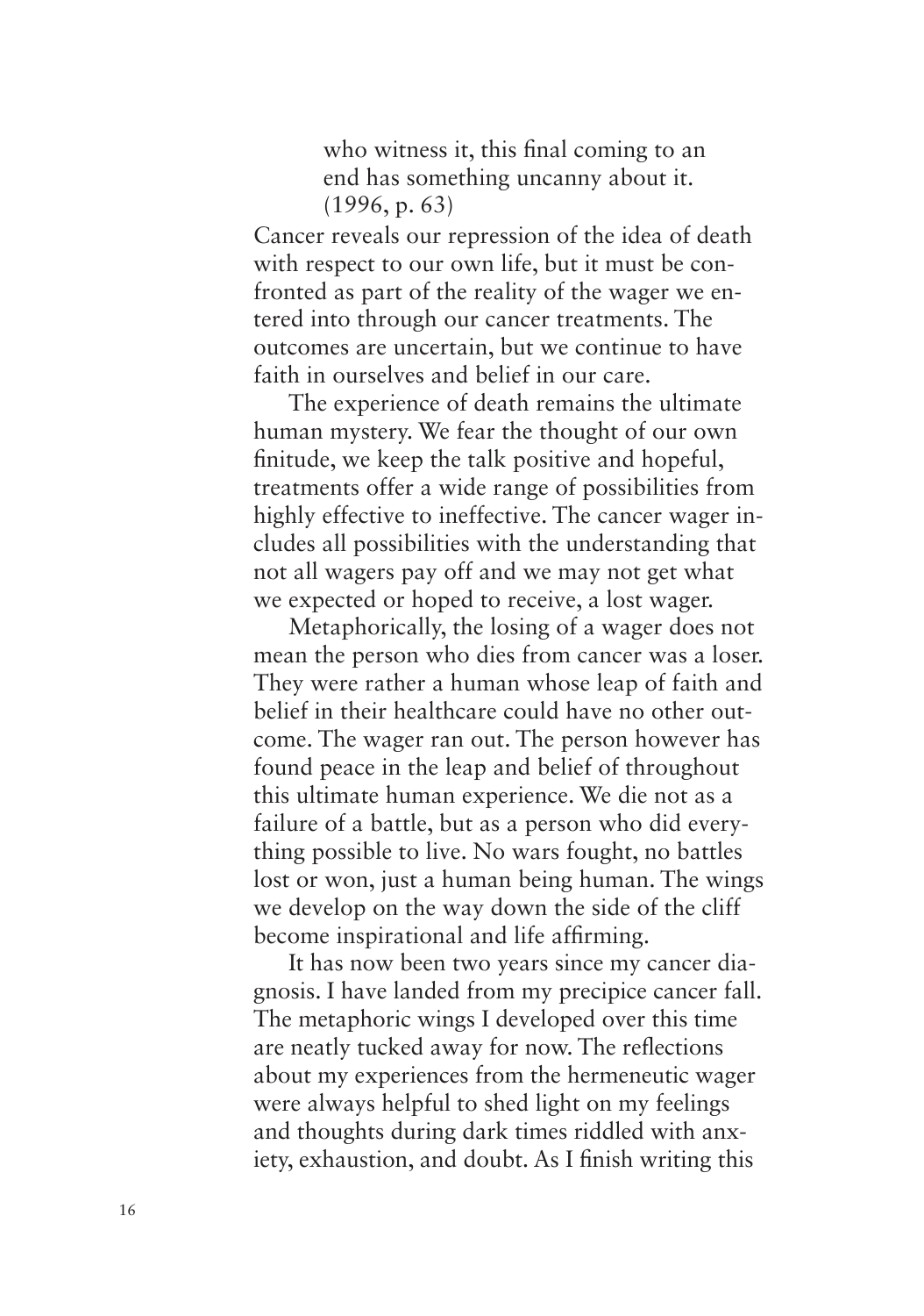> who witness it, this final coming to an end has something uncanny about it. (1996, p. 63)

Cancer reveals our repression of the idea of death with respect to our own life, but it must be confronted as part of the reality of the wager we entered into through our cancer treatments. The outcomes are uncertain, but we continue to have faith in ourselves and belief in our care.

The experience of death remains the ultimate human mystery. We fear the thought of our own finitude, we keep the talk positive and hopeful, treatments offer a wide range of possibilities from highly effective to ineffective. The cancer wager includes all possibilities with the understanding that not all wagers pay off and we may not get what we expected or hoped to receive, a lost wager.

Metaphorically, the losing of a wager does not mean the person who dies from cancer was a loser. They were rather a human whose leap of faith and belief in their healthcare could have no other outcome. The wager ran out. The person however has found peace in the leap and belief of throughout this ultimate human experience. We die not as a failure of a battle, but as a person who did everything possible to live. No wars fought, no battles lost or won, just a human being human. The wings we develop on the way down the side of the cliff become inspirational and life affirming.

It has now been two years since my cancer diagnosis. I have landed from my precipice cancer fall. The metaphoric wings I developed over this time are neatly tucked away for now. The reflections about my experiences from the hermeneutic wager were always helpful to shed light on my feelings and thoughts during dark times riddled with anxiety, exhaustion, and doubt. As I finish writing this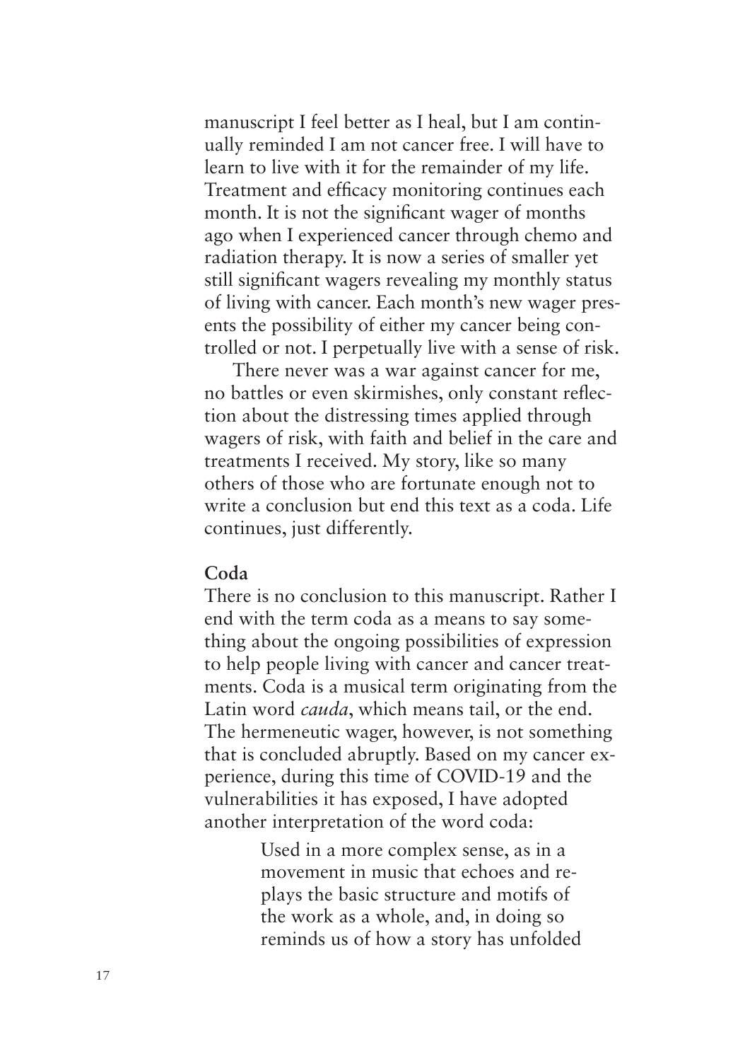manuscript I feel better as I heal, but I am continually reminded I am not cancer free. I will have to learn to live with it for the remainder of my life. Treatment and efficacy monitoring continues each month. It is not the significant wager of months ago when I experienced cancer through chemo and radiation therapy. It is now a series of smaller yet still significant wagers revealing my monthly status of living with cancer. Each month's new wager presents the possibility of either my cancer being controlled or not. I perpetually live with a sense of risk.

There never was a war against cancer for me, no battles or even skirmishes, only constant reflection about the distressing times applied through wagers of risk, with faith and belief in the care and treatments I received. My story, like so many others of those who are fortunate enough not to write a conclusion but end this text as a coda. Life continues, just differently.

**Coda**

There is no conclusion to this manuscript. Rather I end with the term coda as a means to say something about the ongoing possibilities of expression to help people living with cancer and cancer treatments. Coda is a musical term originating from the Latin word *cauda*, which means tail, or the end. The hermeneutic wager, however, is not something that is concluded abruptly. Based on my cancer experience, during this time of COVID-19 and the vulnerabilities it has exposed, I have adopted another interpretation of the word coda:

> Used in a more complex sense, as in a movement in music that echoes and replays the basic structure and motifs of the work as a whole, and, in doing so reminds us of how a story has unfolded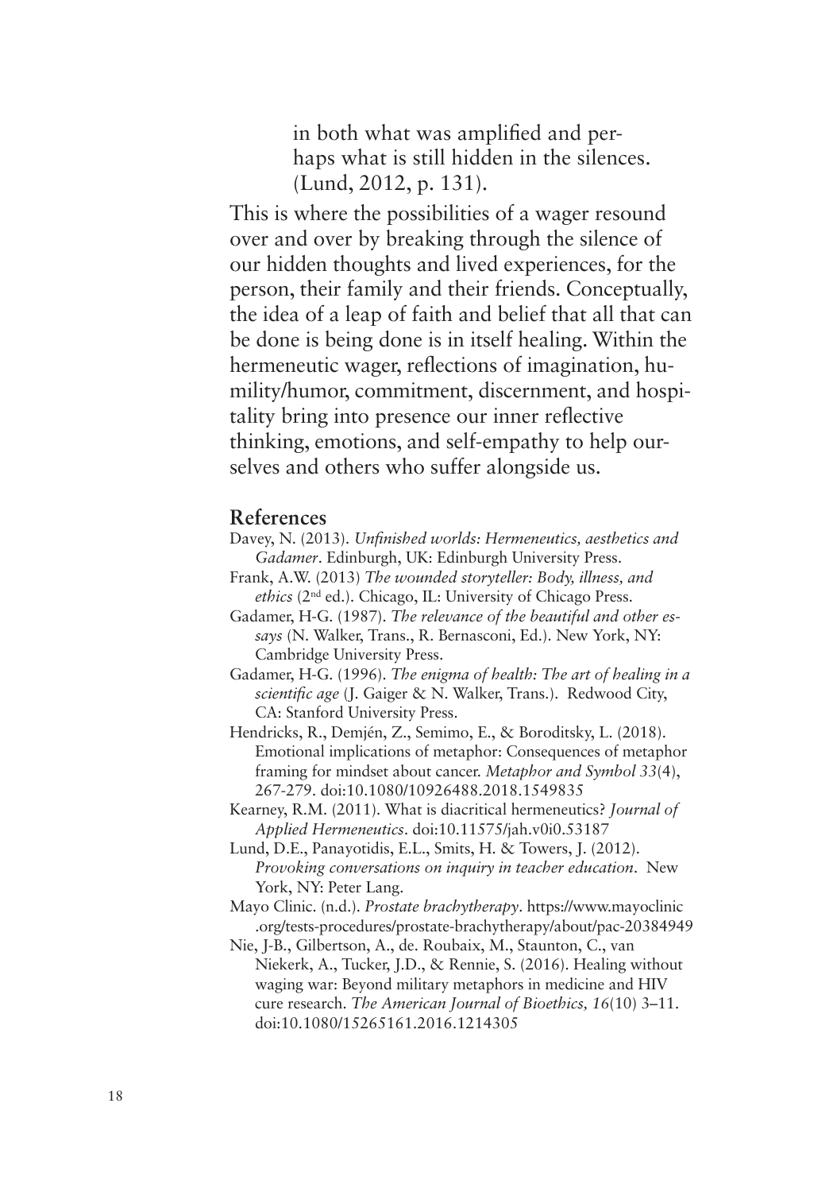> in both what was amplified and perhaps what is still hidden in the silences. (Lund, 2012, p. 131).

This is where the possibilities of a wager resound over and over by breaking through the silence of our hidden thoughts and lived experiences, for the person, their family and their friends. Conceptually, the idea of a leap of faith and belief that all that can be done is being done is in itself healing. Within the hermeneutic wager, reflections of imagination, humility/humor, commitment, discernment, and hospitality bring into presence our inner reflective thinking, emotions, and self-empathy to help ourselves and others who suffer alongside us.

## References

Davey, N. (2013). *Unfinished worlds: Hermeneutics, aesthetics and Gadamer*. Edinburgh, UK: Edinburgh University Press.

Frank, A.W. (2013) *The wounded storyteller: Body, illness, and ethics* (2nd ed.). Chicago, IL: University of Chicago Press.

Gadamer, H-G. (1987). *The relevance of the beautiful and other essays* (N. Walker, Trans., R. Bernasconi, Ed.). New York, NY: Cambridge University Press.

Gadamer, H-G. (1996). *The enigma of health: The art of healing in a scientific age* (J. Gaiger & N. Walker, Trans.). Redwood City, CA: Stanford University Press.

Hendricks, R., Demjén, Z., Semimo, E., & Boroditsky, L. (2018). Emotional implications of metaphor: Consequences of metaphor framing for mindset about cancer. *Metaphor and Symbol 33*(4), 267-279. doi:10.1080/10926488.2018.1549835

Kearney, R.M. (2011). What is diacritical hermeneutics? *Journal of Applied Hermeneutics*. doi:10.11575/jah.v0i0.53187

Lund, D.E., Panayotidis, E.L., Smits, H. & Towers, J. (2012). *Provoking conversations on inquiry in teacher education*. New York, NY: Peter Lang.

Mayo Clinic. (n.d.). *Prostate brachytherapy*. https://www.mayoclinic.org/tests-procedures/prostate-brachytherapy/about/pac-20384949

Nie, J-B., Gilbertson, A., de. Roubaix, M., Staunton, C., van Niekerk, A., Tucker, J.D., & Rennie, S. (2016). Healing without waging war: Beyond military metaphors in medicine and HIV cure research. *The American Journal of Bioethics, 16*(10) 3–11. doi:10.1080/15265161.2016.1214305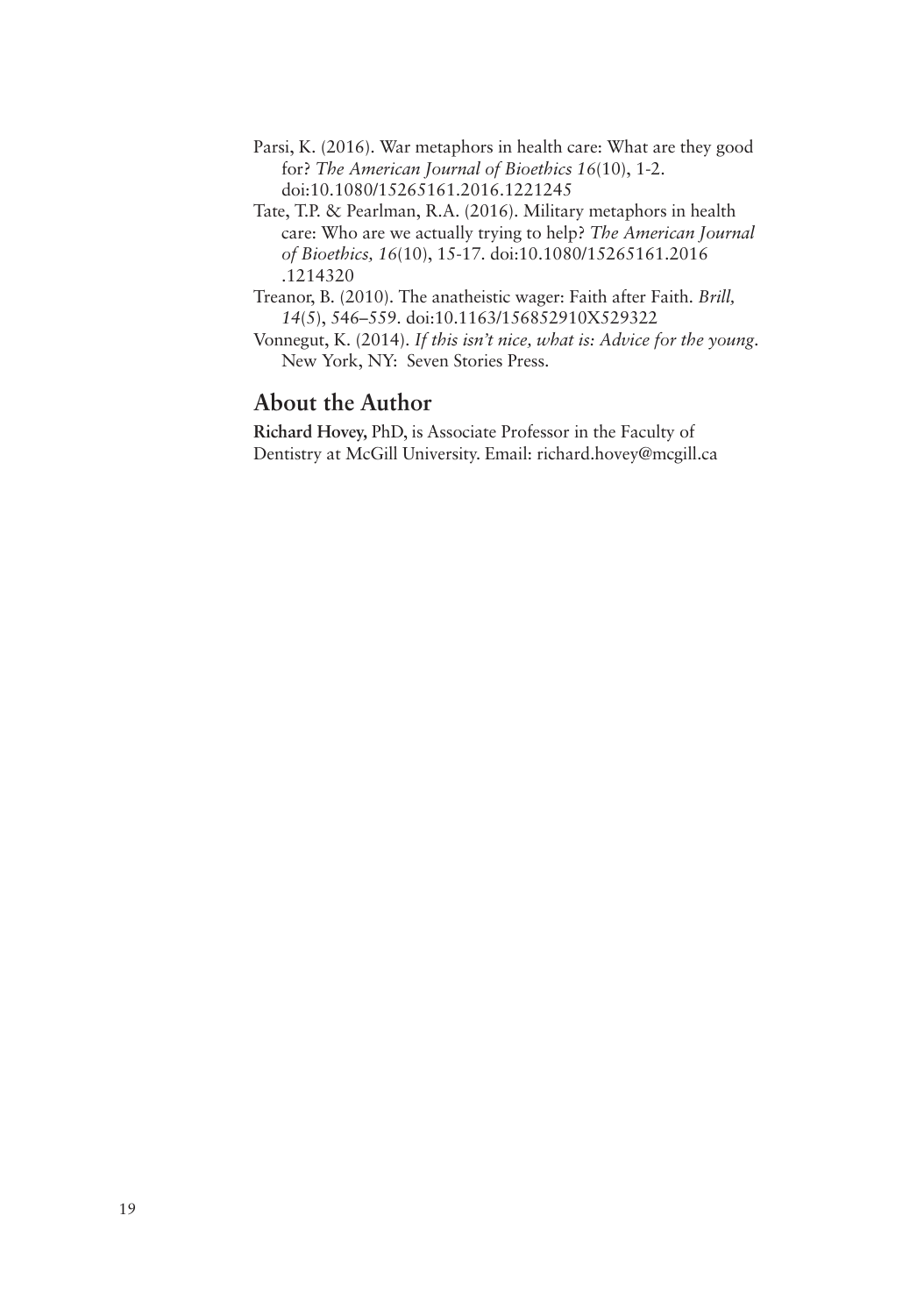Parsi, K. (2016). War metaphors in health care: What are they good for? *The American Journal of Bioethics 16*(10), 1-2. doi:10.1080/15265161.2016.1221245

Tate, T.P. & Pearlman, R.A. (2016). Military metaphors in health care: Who are we actually trying to help? *The American Journal of Bioethics, 16*(10), 15-17. doi:10.1080/15265161.2016.1214320

Treanor, B. (2010). The anatheistic wager: Faith after Faith. *Brill, 14*(5), 546–559. doi:10.1163/156852910X529322

Vonnegut, K. (2014). *If this isn't nice, what is: Advice for the young*. New York, NY: Seven Stories Press.

## About the Author

**Richard Hovey,** PhD, is Associate Professor in the Faculty of Dentistry at McGill University. Email: richard.hovey@mcgill.ca